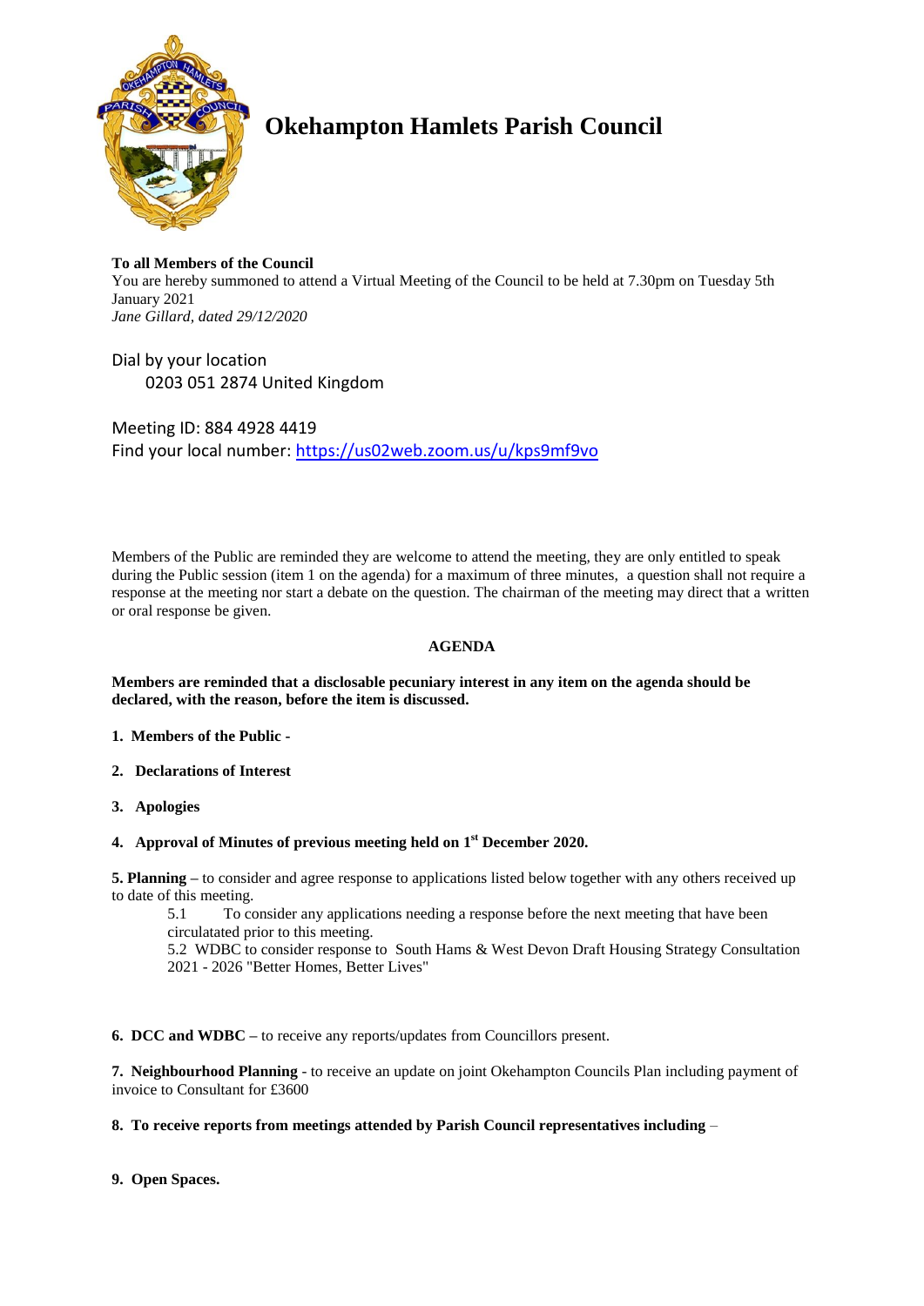# Okehampton Hamlets Parish Council

**To all Members of the Council**
You are hereby summoned to attend a Virtual Meeting of the Council to be held at 7.30pm on Tuesday 5th January 2021
*Jane Gillard, dated 29/12/2020*

Dial by your location
    0203 051 2874 United Kingdom

Meeting ID: 884 4928 4419
Find your local number: https://us02web.zoom.us/u/kps9mf9vo

Members of the Public are reminded they are welcome to attend the meeting, they are only entitled to speak during the Public session (item 1 on the agenda) for a maximum of three minutes, a question shall not require a response at the meeting nor start a debate on the question. The chairman of the meeting may direct that a written or oral response be given.

## AGENDA

**Members are reminded that a disclosable pecuniary interest in any item on the agenda should be declared, with the reason, before the item is discussed.**

1. **Members of the Public -**
2. **Declarations of Interest**
3. **Apologies**
4. **Approval of Minutes of previous meeting held on 1st December 2020.**

**5. Planning –** to consider and agree response to applications listed below together with any others received up to date of this meeting.

5.1 To consider any applications needing a response before the next meeting that have been circulatated prior to this meeting.

5.2 WDBC to consider response to South Hams & West Devon Draft Housing Strategy Consultation 2021 - 2026 "Better Homes, Better Lives"

**6. DCC and WDBC –** to receive any reports/updates from Councillors present.

**7. Neighbourhood Planning** - to receive an update on joint Okehampton Councils Plan including payment of invoice to Consultant for £3600

**8. To receive reports from meetings attended by Parish Council representatives including** –

**9. Open Spaces.**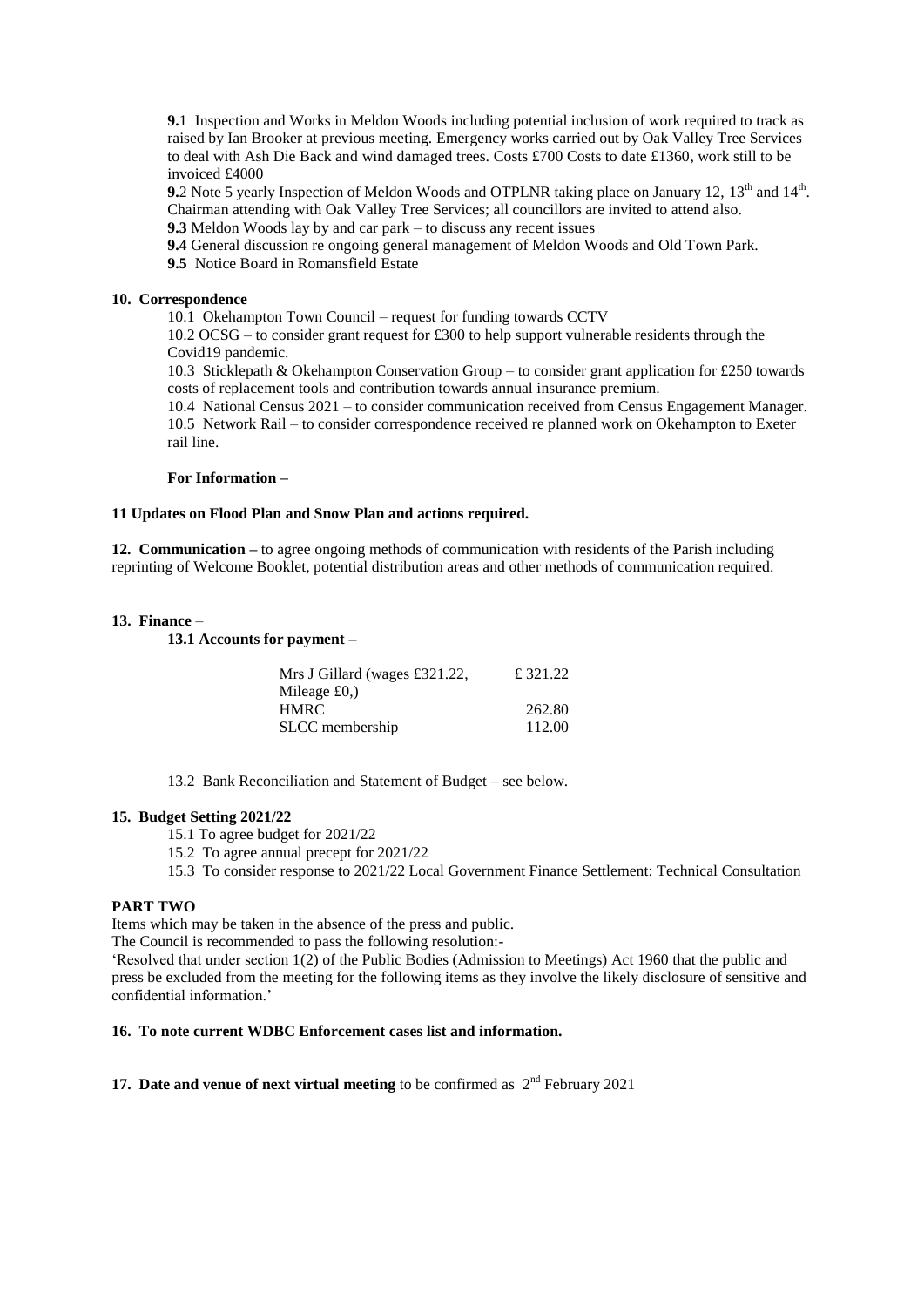**9.**1 Inspection and Works in Meldon Woods including potential inclusion of work required to track as raised by Ian Brooker at previous meeting. Emergency works carried out by Oak Valley Tree Services to deal with Ash Die Back and wind damaged trees. Costs £700 Costs to date £1360, work still to be invoiced £4000

**9.**2 Note 5 yearly Inspection of Meldon Woods and OTPLNR taking place on January 12, 13th and 14th. Chairman attending with Oak Valley Tree Services; all councillors are invited to attend also.

**9.3** Meldon Woods lay by and car park – to discuss any recent issues

**9.4** General discussion re ongoing general management of Meldon Woods and Old Town Park.

**9.5** Notice Board in Romansfield Estate

**10. Correspondence**

10.1 Okehampton Town Council – request for funding towards CCTV

10.2 OCSG – to consider grant request for £300 to help support vulnerable residents through the Covid19 pandemic.

10.3 Sticklepath & Okehampton Conservation Group – to consider grant application for £250 towards costs of replacement tools and contribution towards annual insurance premium.

10.4 National Census 2021 – to consider communication received from Census Engagement Manager.

10.5 Network Rail – to consider correspondence received re planned work on Okehampton to Exeter rail line.

**For Information –**

**11 Updates on Flood Plan and Snow Plan and actions required.**

**12. Communication –** to agree ongoing methods of communication with residents of the Parish including reprinting of Welcome Booklet, potential distribution areas and other methods of communication required.

**13. Finance** –

**13.1 Accounts for payment –**

| | |
|---|---|
| Mrs J Gillard (wages £321.22, Mileage £0,) | £ 321.22 |
| HMRC | 262.80 |
| SLCC membership | 112.00 |

13.2 Bank Reconciliation and Statement of Budget – see below.

**15. Budget Setting 2021/22**

15.1 To agree budget for 2021/22

15.2 To agree annual precept for 2021/22

15.3 To consider response to 2021/22 Local Government Finance Settlement: Technical Consultation

**PART TWO**

Items which may be taken in the absence of the press and public.

The Council is recommended to pass the following resolution:-

'Resolved that under section 1(2) of the Public Bodies (Admission to Meetings) Act 1960 that the public and press be excluded from the meeting for the following items as they involve the likely disclosure of sensitive and confidential information.'

**16. To note current WDBC Enforcement cases list and information.**

**17. Date and venue of next virtual meeting** to be confirmed as 2nd February 2021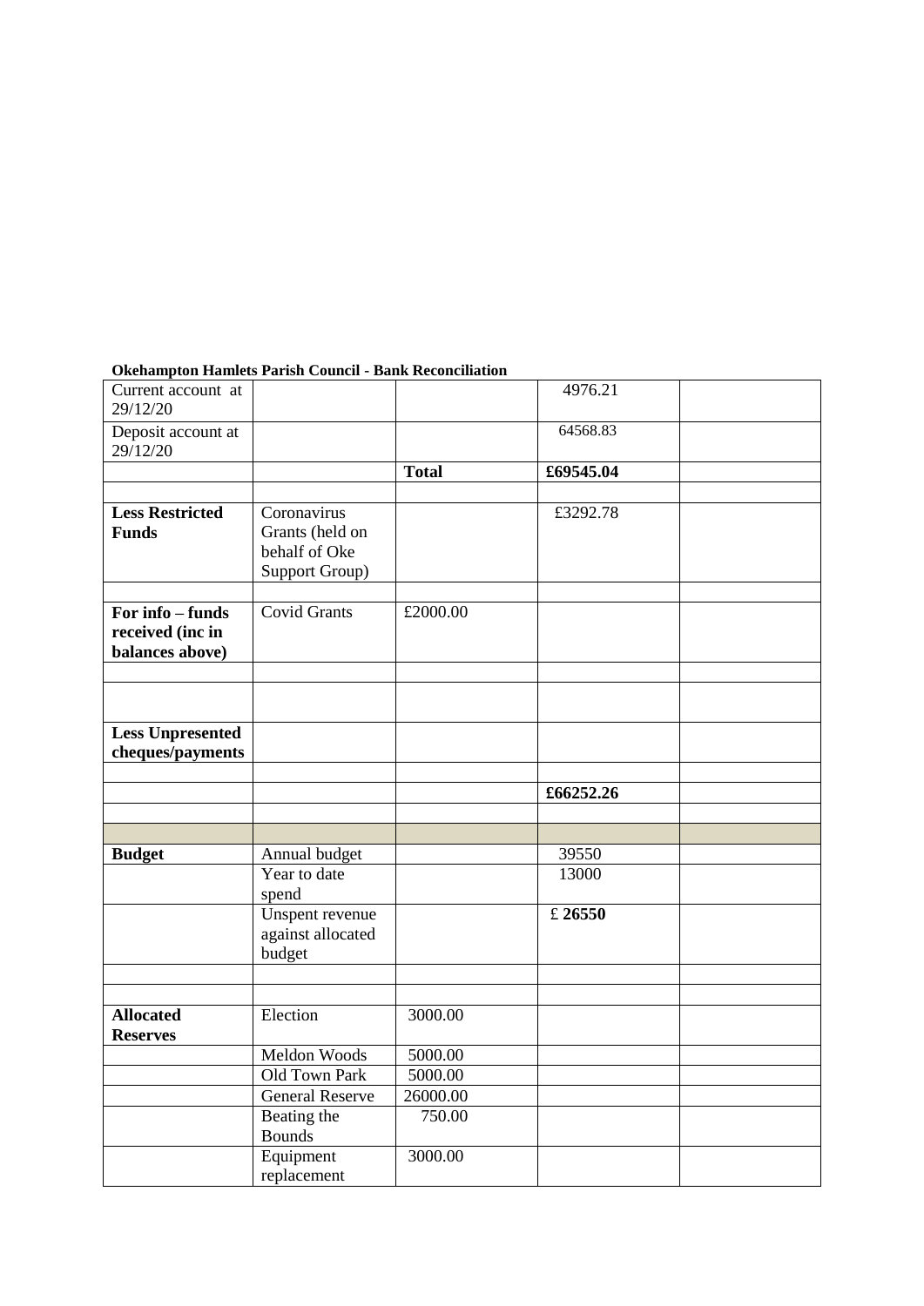**Okehampton Hamlets Parish Council - Bank Reconciliation**

| | | | | |
|---|---|---|---|---|
| Current account at 29/12/20 | | | 4976.21 | |
| Deposit account at 29/12/20 | | | 64568.83 | |
| | | **Total** | **£69545.04** | |
| | | | | |
| **Less Restricted Funds** | Coronavirus Grants (held on behalf of Oke Support Group) | | £3292.78 | |
| | | | | |
| **For info – funds received (inc in balances above)** | Covid Grants | £2000.00 | | |
| | | | | |
| | | | | |
| **Less Unpresented cheques/payments** | | | | |
| | | | | |
| | | | **£66252.26** | |
| | | | | |
| | | | | |
| **Budget** | Annual budget | | 39550 | |
| | Year to date spend | | 13000 | |
| | Unspent revenue against allocated budget | | £ **26550** | |
| | | | | |
| | | | | |
| **Allocated Reserves** | Election | 3000.00 | | |
| | Meldon Woods | 5000.00 | | |
| | Old Town Park | 5000.00 | | |
| | General Reserve | 26000.00 | | |
| | Beating the Bounds | 750.00 | | |
| | Equipment replacement | 3000.00 | | |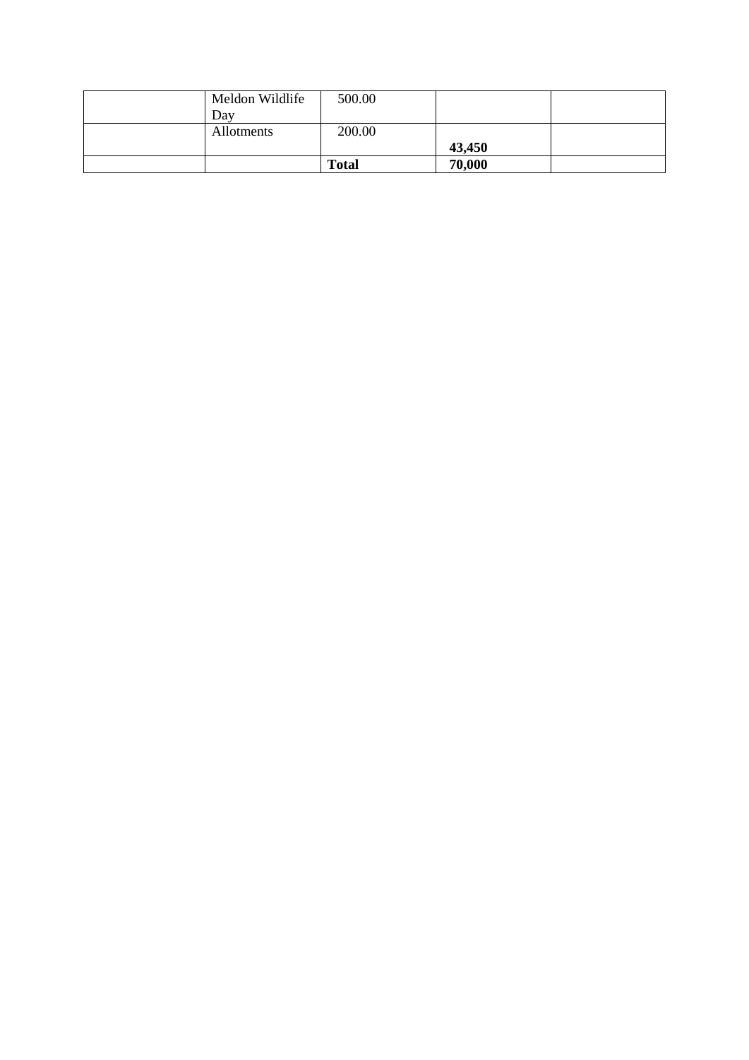| | | | | |
|---|---|---|---|---|
| | Meldon Wildlife Day | 500.00 | | |
| | Allotments | 200.00 | **43,450** | |
| | | **Total** | **70,000** | |